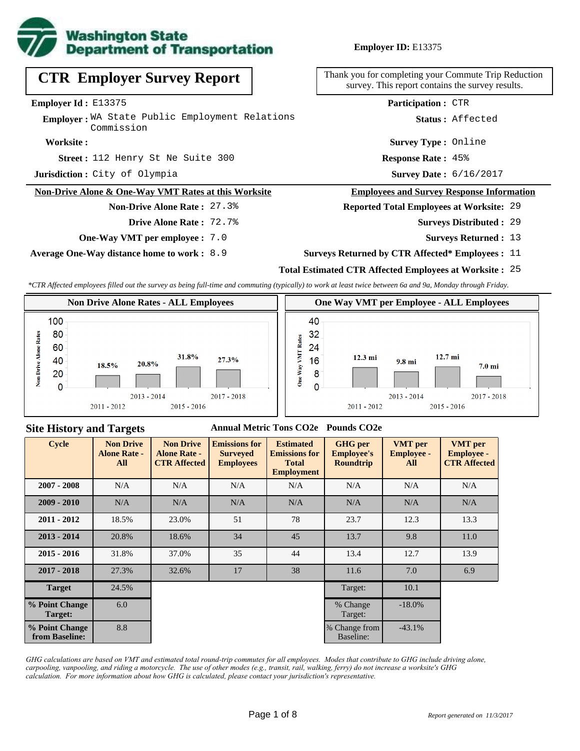**Employer ID:** E13375

# CTR Employer Survey Report

Thank you for completing your Commute Trip Reduction survey. This report contains the survey results.

**Employer Id :** E13375

**Employer :** WA State Public Employment Relations Commission

**Worksite :**

**Street :** 112 Henry St Ne Suite 300

**Jurisdiction :** City of Olympia

**Participation :** CTR

**Status :** Affected

**Survey Type :** Online

**Response Rate :** 45%

**Survey Date :** 6/16/2017

## Non-Drive Alone & One-Way VMT Rates at this Worksite

**Non-Drive Alone Rate :** 27.3%

**Drive Alone Rate :** 72.7%

**One-Way VMT per employee :** 7.0

**Average One-Way distance home to work :** 8.9

## Employees and Survey Response Information

**Reported Total Employees at Worksite:** 29

**Surveys Distributed :** 29

**Surveys Returned :** 13

**Surveys Returned by CTR Affected\* Employees :** 11

**Total Estimated CTR Affected Employees at Worksite :** 25

*\*CTR Affected employees filled out the survey as being full-time and commuting (typically) to work at least twice between 6a and 9a, Monday through Friday.*

### Non Drive Alone Rates - ALL Employees

| Cycle | Non Drive Alone Rate |
|---|---|
| 2011 - 2012 | 18.5% |
| 2013 - 2014 | 20.8% |
| 2015 - 2016 | 31.8% |
| 2017 - 2018 | 27.3% |

### One Way VMT per Employee - ALL Employees

| Cycle | One Way VMT |
|---|---|
| 2011 - 2012 | 12.3 mi |
| 2013 - 2014 | 9.8 mi |
| 2015 - 2016 | 12.7 mi |
| 2017 - 2018 | 7.0 mi |

## Site History and Targets

| Cycle | Non Drive Alone Rate - All | Non Drive Alone Rate - CTR Affected | Emissions for Surveyed Employees (Annual Metric Tons CO2e) | Estimated Emissions for Total Employment (Annual Metric Tons CO2e) | GHG per Employee's Roundtrip (Pounds CO2e) | VMT per Employee - All | VMT per Employee - CTR Affected |
|---|---|---|---|---|---|---|---|
| 2007 - 2008 | N/A | N/A | N/A | N/A | N/A | N/A | N/A |
| 2009 - 2010 | N/A | N/A | N/A | N/A | N/A | N/A | N/A |
| 2011 - 2012 | 18.5% | 23.0% | 51 | 78 | 23.7 | 12.3 | 13.3 |
| 2013 - 2014 | 20.8% | 18.6% | 34 | 45 | 13.7 | 9.8 | 11.0 |
| 2015 - 2016 | 31.8% | 37.0% | 35 | 44 | 13.4 | 12.7 | 13.9 |
| 2017 - 2018 | 27.3% | 32.6% | 17 | 38 | 11.6 | 7.0 | 6.9 |
| **Target** | 24.5% | | | | Target: | 10.1 | |
| **% Point Change Target:** | 6.0 | | | | % Change Target: | -18.0% | |
| **% Point Change from Baseline:** | 8.8 | | | | % Change from Baseline: | -43.1% | |

*GHG calculations are based on VMT and estimated total round-trip commutes for all employees. Modes that contribute to GHG include driving alone, carpooling, vanpooling, and riding a motorcycle. The use of other modes (e.g., transit, rail, walking, ferry) do not increase a worksite's GHG calculation. For more information about how GHG is calculated, please contact your jurisdiction's representative.*

*Report generated on 11/3/2017*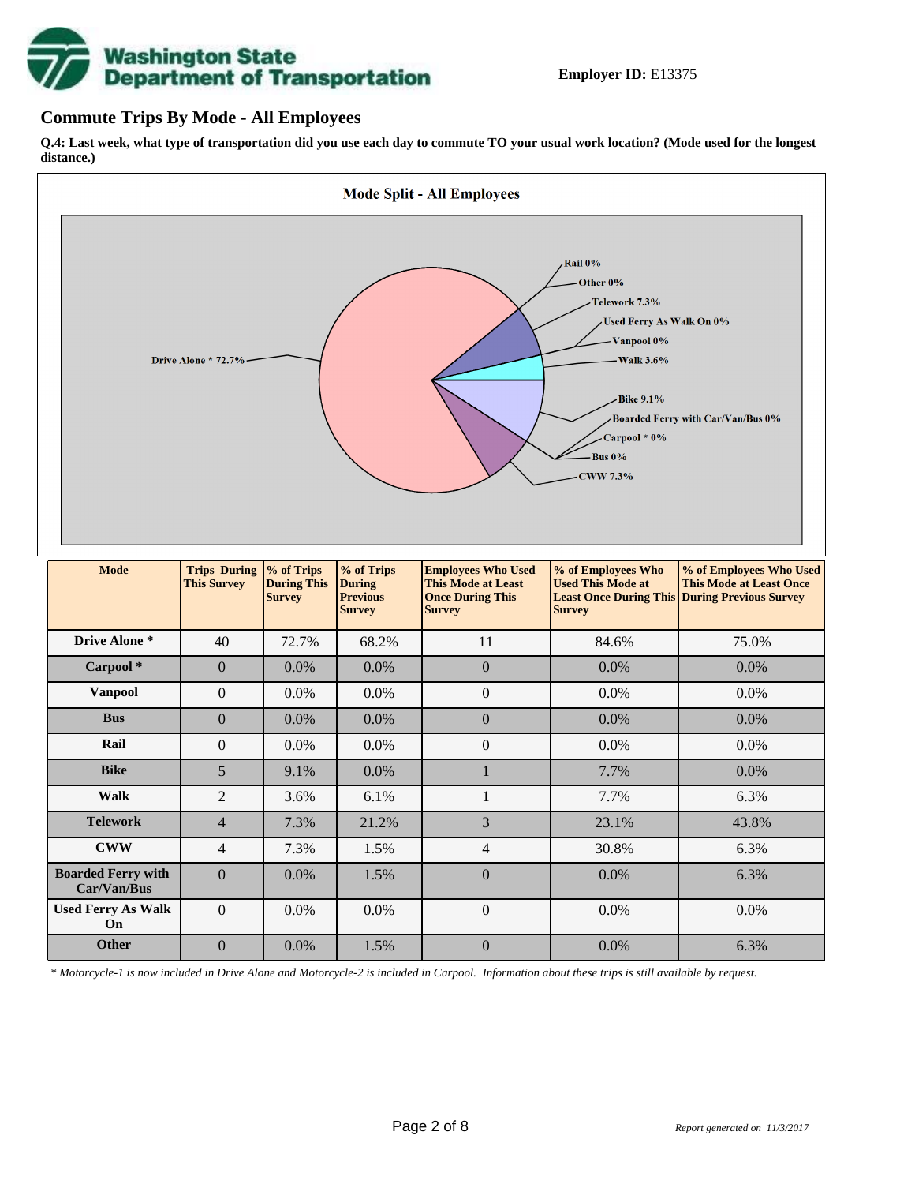**Employer ID:** E13375

## Commute Trips By Mode - All Employees

**Q.4: Last week, what type of transportation did you use each day to commute TO your usual work location? (Mode used for the longest distance.)**

**Mode Split - All Employees**

Drive Alone * 72.7%
Rail 0%
Other 0%
Telework 7.3%
Used Ferry As Walk On 0%
Vanpool 0%
Walk 3.6%
Bike 9.1%
Boarded Ferry with Car/Van/Bus 0%
Carpool * 0%
Bus 0%
CWW 7.3%

| Mode | Trips During This Survey | % of Trips During This Survey | % of Trips During Previous Survey | Employees Who Used This Mode at Least Once During This Survey | % of Employees Who Used This Mode at Least Once During This Survey | % of Employees Who Used This Mode at Least Once During Previous Survey |
|---|---|---|---|---|---|---|
| **Drive Alone *** | 40 | 72.7% | 68.2% | 11 | 84.6% | 75.0% |
| **Carpool *** | 0 | 0.0% | 0.0% | 0 | 0.0% | 0.0% |
| **Vanpool** | 0 | 0.0% | 0.0% | 0 | 0.0% | 0.0% |
| **Bus** | 0 | 0.0% | 0.0% | 0 | 0.0% | 0.0% |
| **Rail** | 0 | 0.0% | 0.0% | 0 | 0.0% | 0.0% |
| **Bike** | 5 | 9.1% | 0.0% | 1 | 7.7% | 0.0% |
| **Walk** | 2 | 3.6% | 6.1% | 1 | 7.7% | 6.3% |
| **Telework** | 4 | 7.3% | 21.2% | 3 | 23.1% | 43.8% |
| **CWW** | 4 | 7.3% | 1.5% | 4 | 30.8% | 6.3% |
| **Boarded Ferry with Car/Van/Bus** | 0 | 0.0% | 1.5% | 0 | 0.0% | 6.3% |
| **Used Ferry As Walk On** | 0 | 0.0% | 0.0% | 0 | 0.0% | 0.0% |
| **Other** | 0 | 0.0% | 1.5% | 0 | 0.0% | 6.3% |

*\* Motorcycle-1 is now included in Drive Alone and Motorcycle-2 is included in Carpool. Information about these trips is still available by request.*

*Report generated on 11/3/2017*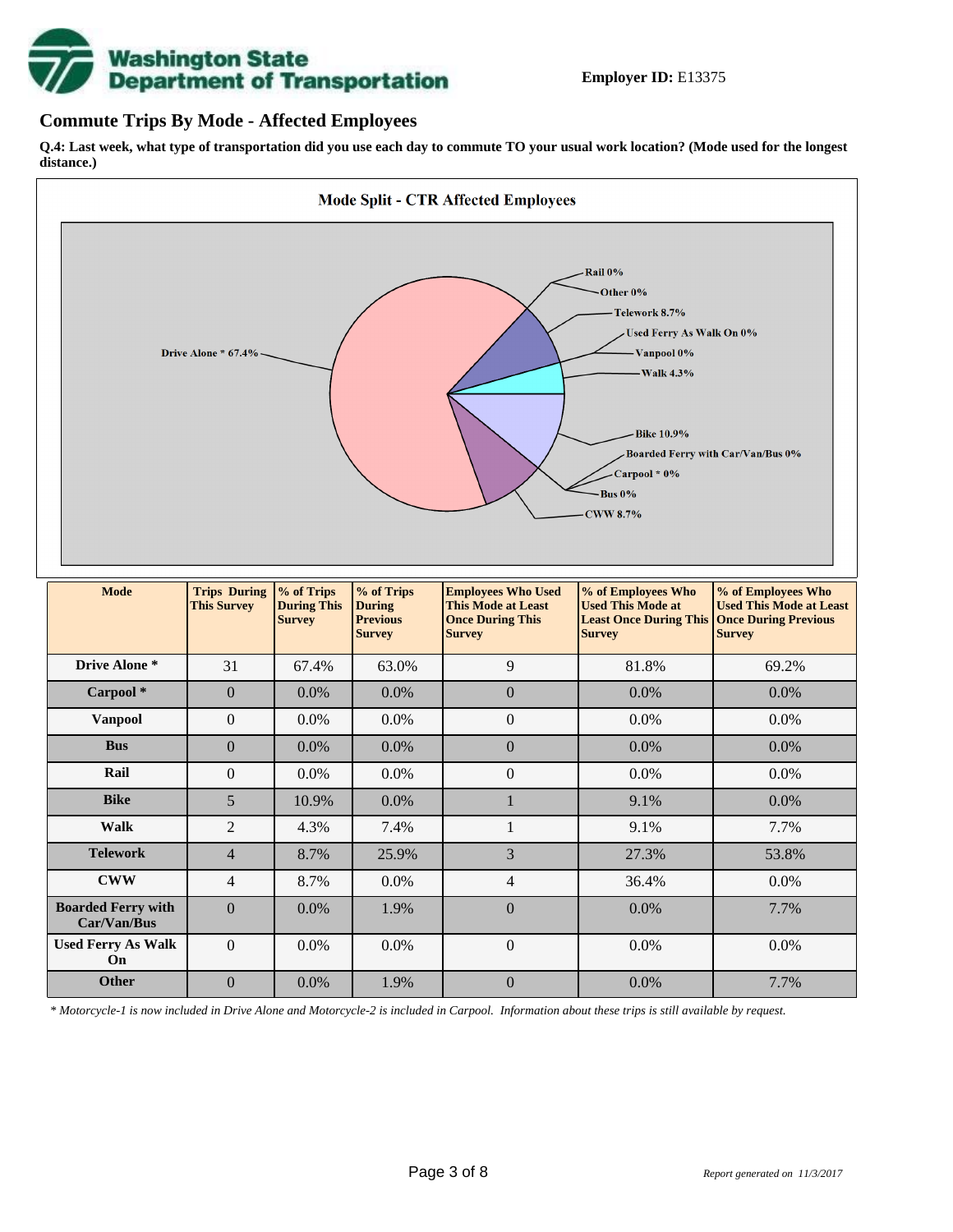**Employer ID:** E13375

## Commute Trips By Mode - Affected Employees

**Q.4: Last week, what type of transportation did you use each day to commute TO your usual work location? (Mode used for the longest distance.)**

**Mode Split - CTR Affected Employees**

Rail 0%
Other 0%
Telework 8.7%
Used Ferry As Walk On 0%
Vanpool 0%
Walk 4.3%
Drive Alone * 67.4%
Bike 10.9%
Boarded Ferry with Car/Van/Bus 0%
Carpool * 0%
Bus 0%
CWW 8.7%

| Mode | Trips During This Survey | % of Trips During This Survey | % of Trips During Previous Survey | Employees Who Used This Mode at Least Once During This Survey | % of Employees Who Used This Mode at Least Once During This Survey | % of Employees Who Used This Mode at Least Once During Previous Survey |
|---|---|---|---|---|---|---|
| **Drive Alone *** | 31 | 67.4% | 63.0% | 9 | 81.8% | 69.2% |
| **Carpool *** | 0 | 0.0% | 0.0% | 0 | 0.0% | 0.0% |
| **Vanpool** | 0 | 0.0% | 0.0% | 0 | 0.0% | 0.0% |
| **Bus** | 0 | 0.0% | 0.0% | 0 | 0.0% | 0.0% |
| **Rail** | 0 | 0.0% | 0.0% | 0 | 0.0% | 0.0% |
| **Bike** | 5 | 10.9% | 0.0% | 1 | 9.1% | 0.0% |
| **Walk** | 2 | 4.3% | 7.4% | 1 | 9.1% | 7.7% |
| **Telework** | 4 | 8.7% | 25.9% | 3 | 27.3% | 53.8% |
| **CWW** | 4 | 8.7% | 0.0% | 4 | 36.4% | 0.0% |
| **Boarded Ferry with Car/Van/Bus** | 0 | 0.0% | 1.9% | 0 | 0.0% | 7.7% |
| **Used Ferry As Walk On** | 0 | 0.0% | 0.0% | 0 | 0.0% | 0.0% |
| **Other** | 0 | 0.0% | 1.9% | 0 | 0.0% | 7.7% |

*\* Motorcycle-1 is now included in Drive Alone and Motorcycle-2 is included in Carpool. Information about these trips is still available by request.*

*Report generated on 11/3/2017*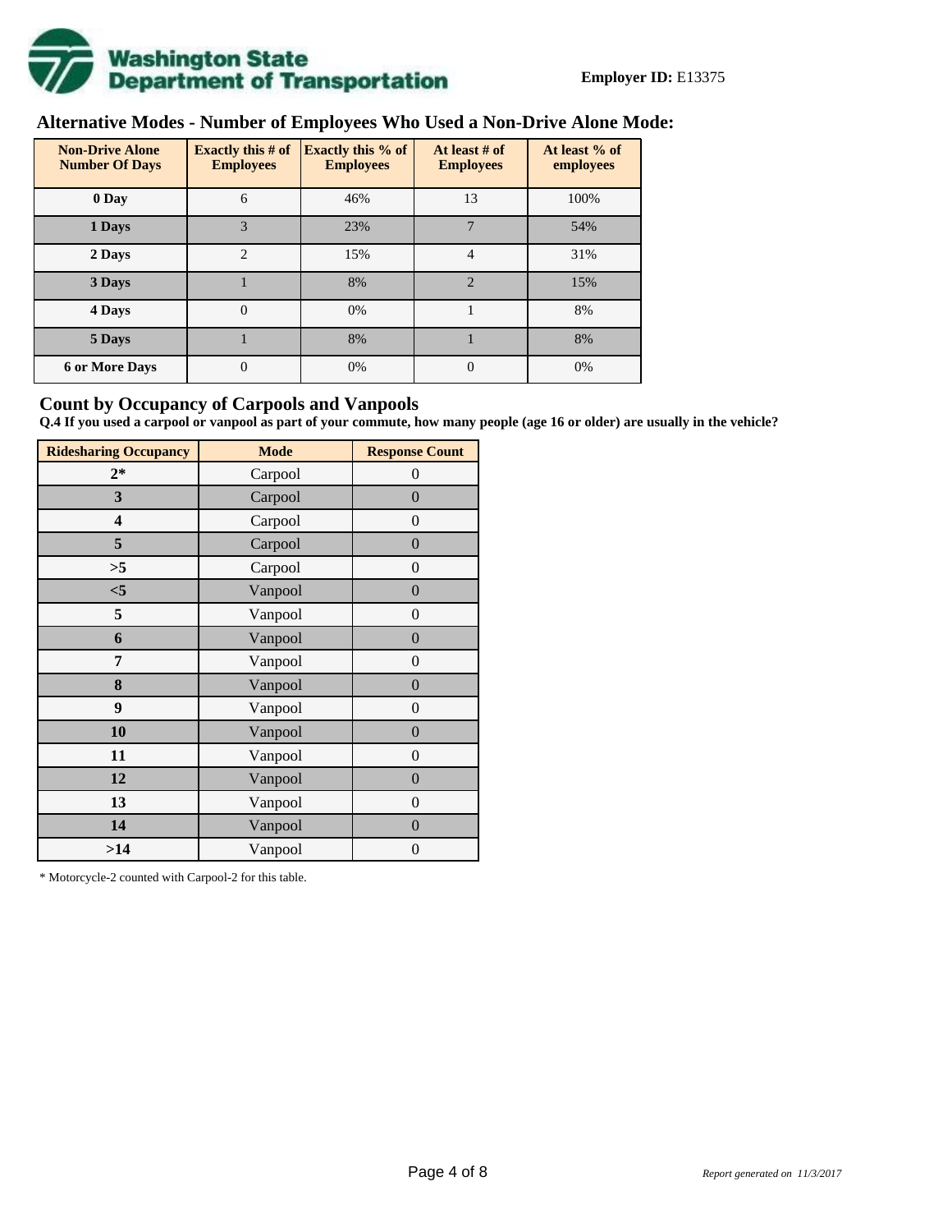**Employer ID:** E13375

## Alternative Modes - Number of Employees Who Used a Non-Drive Alone Mode:

| Non-Drive Alone Number Of Days | Exactly this # of Employees | Exactly this % of Employees | At least # of Employees | At least % of employees |
|---|---|---|---|---|
| 0 Day | 6 | 46% | 13 | 100% |
| 1 Days | 3 | 23% | 7 | 54% |
| 2 Days | 2 | 15% | 4 | 31% |
| 3 Days | 1 | 8% | 2 | 15% |
| 4 Days | 0 | 0% | 1 | 8% |
| 5 Days | 1 | 8% | 1 | 8% |
| 6 or More Days | 0 | 0% | 0 | 0% |

## Count by Occupancy of Carpools and Vanpools

**Q.4 If you used a carpool or vanpool as part of your commute, how many people (age 16 or older) are usually in the vehicle?**

| Ridesharing Occupancy | Mode | Response Count |
|---|---|---|
| 2* | Carpool | 0 |
| 3 | Carpool | 0 |
| 4 | Carpool | 0 |
| 5 | Carpool | 0 |
| >5 | Carpool | 0 |
| <5 | Vanpool | 0 |
| 5 | Vanpool | 0 |
| 6 | Vanpool | 0 |
| 7 | Vanpool | 0 |
| 8 | Vanpool | 0 |
| 9 | Vanpool | 0 |
| 10 | Vanpool | 0 |
| 11 | Vanpool | 0 |
| 12 | Vanpool | 0 |
| 13 | Vanpool | 0 |
| 14 | Vanpool | 0 |
| >14 | Vanpool | 0 |

* Motorcycle-2 counted with Carpool-2 for this table.

*Report generated on 11/3/2017*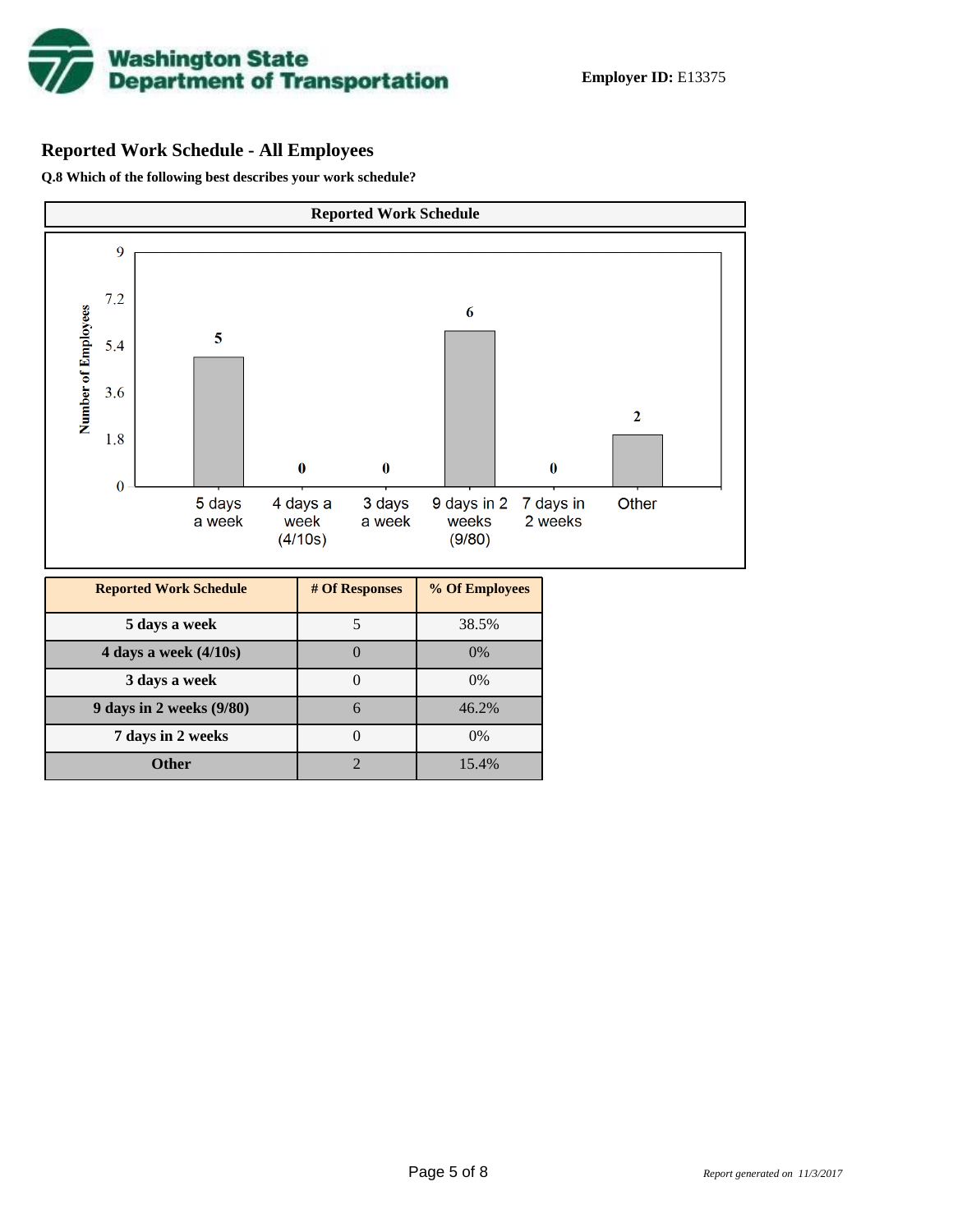**Employer ID:** E13375

## Reported Work Schedule - All Employees

**Q.8 Which of the following best describes your work schedule?**

**Reported Work Schedule**

| Reported Work Schedule | # Of Responses | % Of Employees |
|---|---|---|
| **5 days a week** | 5 | 38.5% |
| **4 days a week (4/10s)** | 0 | 0% |
| **3 days a week** | 0 | 0% |
| **9 days in 2 weeks (9/80)** | 6 | 46.2% |
| **7 days in 2 weeks** | 0 | 0% |
| **Other** | 2 | 15.4% |

*Report generated on 11/3/2017*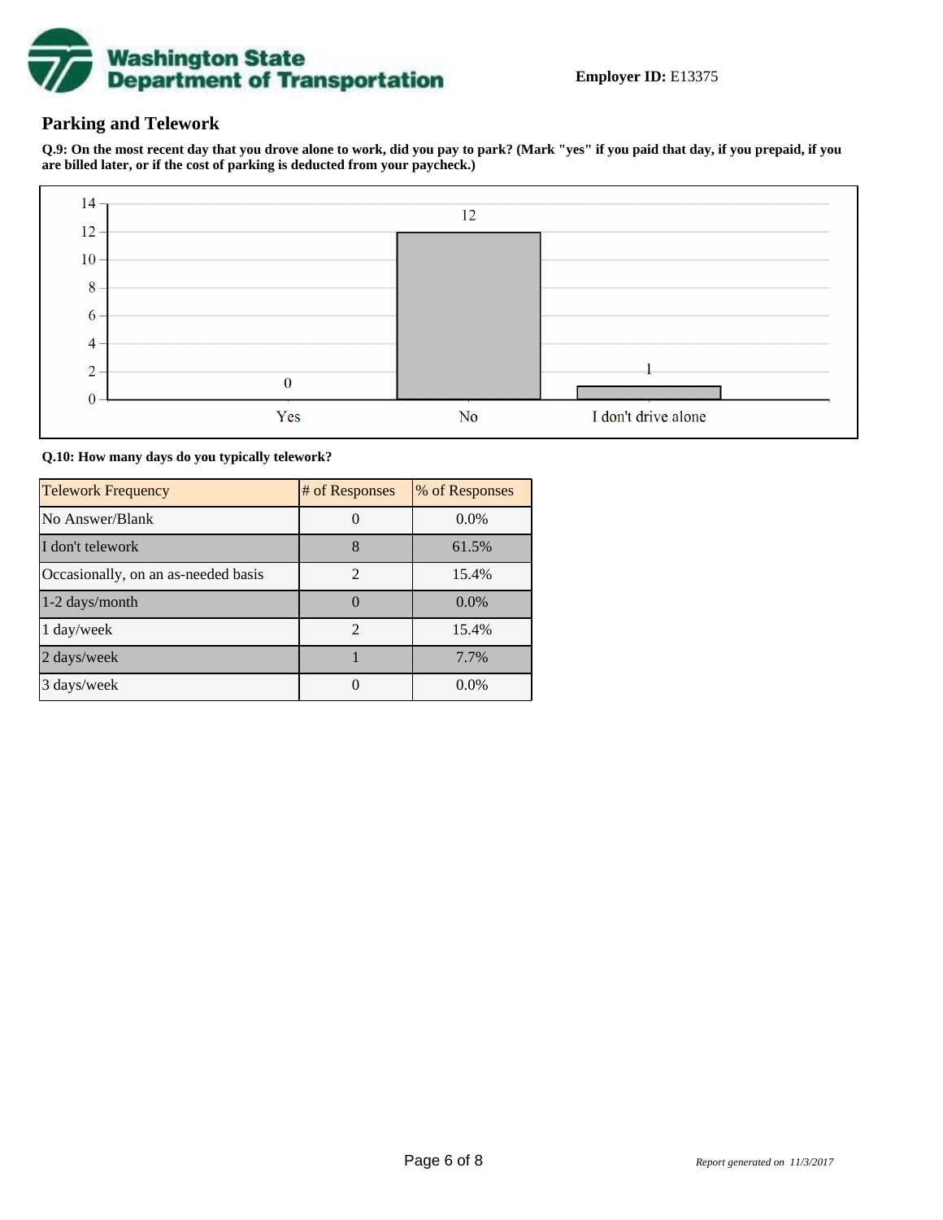Washington State Department of Transportation

**Employer ID:** E13375

## Parking and Telework

**Q.9: On the most recent day that you drove alone to work, did you pay to park? (Mark "yes" if you paid that day, if you prepaid, if you are billed later, or if the cost of parking is deducted from your paycheck.)**

| Response | Count |
|---|---|
| Yes | 0 |
| No | 12 |
| I don't drive alone | 1 |

**Q.10: How many days do you typically telework?**

| Telework Frequency | # of Responses | % of Responses |
|---|---|---|
| No Answer/Blank | 0 | 0.0% |
| I don't telework | 8 | 61.5% |
| Occasionally, on an as-needed basis | 2 | 15.4% |
| 1-2 days/month | 0 | 0.0% |
| 1 day/week | 2 | 15.4% |
| 2 days/week | 1 | 7.7% |
| 3 days/week | 0 | 0.0% |

*Report generated on 11/3/2017*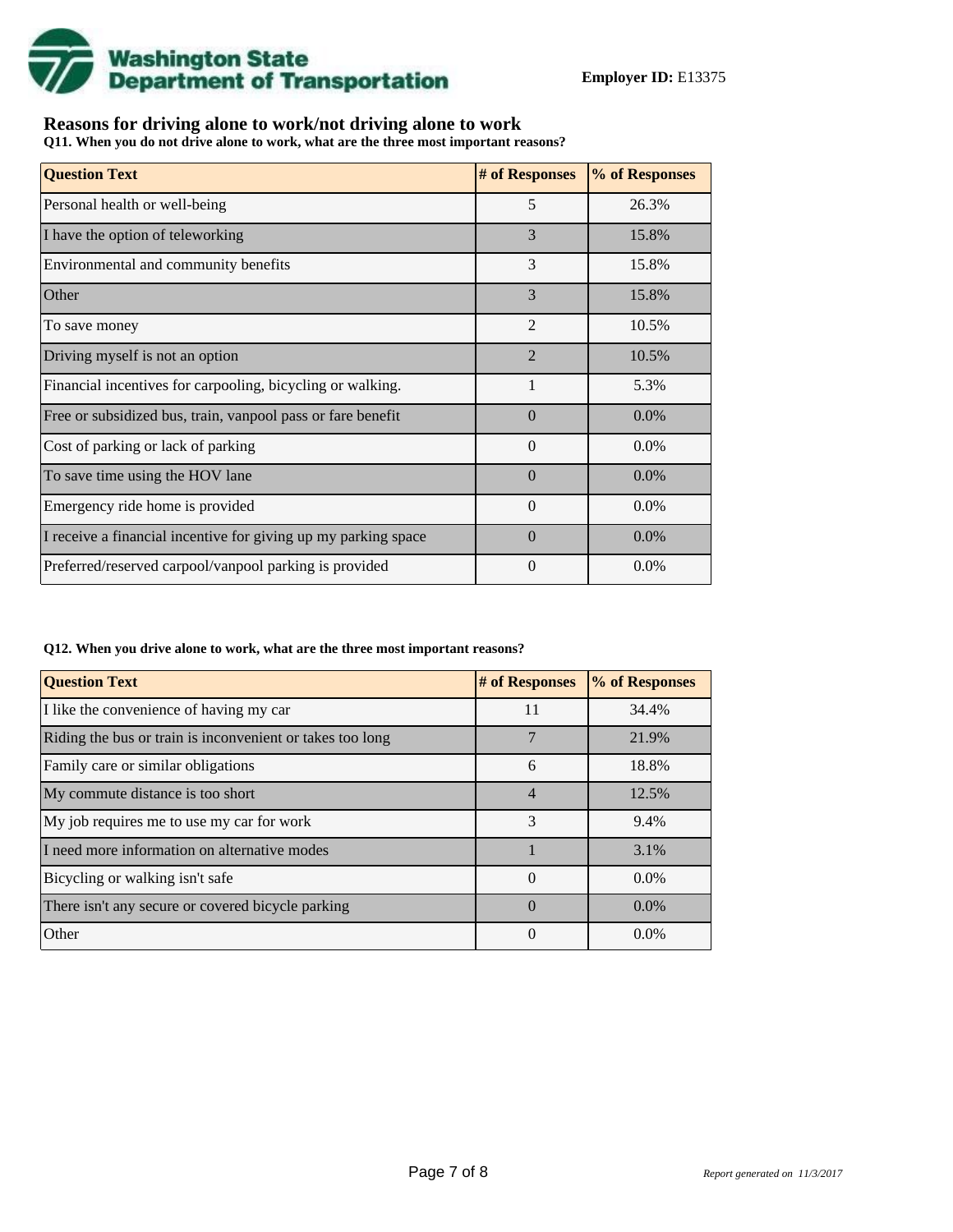**Employer ID:** E13375

## Reasons for driving alone to work/not driving alone to work

**Q11. When you do not drive alone to work, what are the three most important reasons?**

| Question Text | # of Responses | % of Responses |
|---|---|---|
| Personal health or well-being | 5 | 26.3% |
| I have the option of teleworking | 3 | 15.8% |
| Environmental and community benefits | 3 | 15.8% |
| Other | 3 | 15.8% |
| To save money | 2 | 10.5% |
| Driving myself is not an option | 2 | 10.5% |
| Financial incentives for carpooling, bicycling or walking. | 1 | 5.3% |
| Free or subsidized bus, train, vanpool pass or fare benefit | 0 | 0.0% |
| Cost of parking or lack of parking | 0 | 0.0% |
| To save time using the HOV lane | 0 | 0.0% |
| Emergency ride home is provided | 0 | 0.0% |
| I receive a financial incentive for giving up my parking space | 0 | 0.0% |
| Preferred/reserved carpool/vanpool parking is provided | 0 | 0.0% |

**Q12. When you drive alone to work, what are the three most important reasons?**

| Question Text | # of Responses | % of Responses |
|---|---|---|
| I like the convenience of having my car | 11 | 34.4% |
| Riding the bus or train is inconvenient or takes too long | 7 | 21.9% |
| Family care or similar obligations | 6 | 18.8% |
| My commute distance is too short | 4 | 12.5% |
| My job requires me to use my car for work | 3 | 9.4% |
| I need more information on alternative modes | 1 | 3.1% |
| Bicycling or walking isn't safe | 0 | 0.0% |
| There isn't any secure or covered bicycle parking | 0 | 0.0% |
| Other | 0 | 0.0% |

*Report generated on 11/3/2017*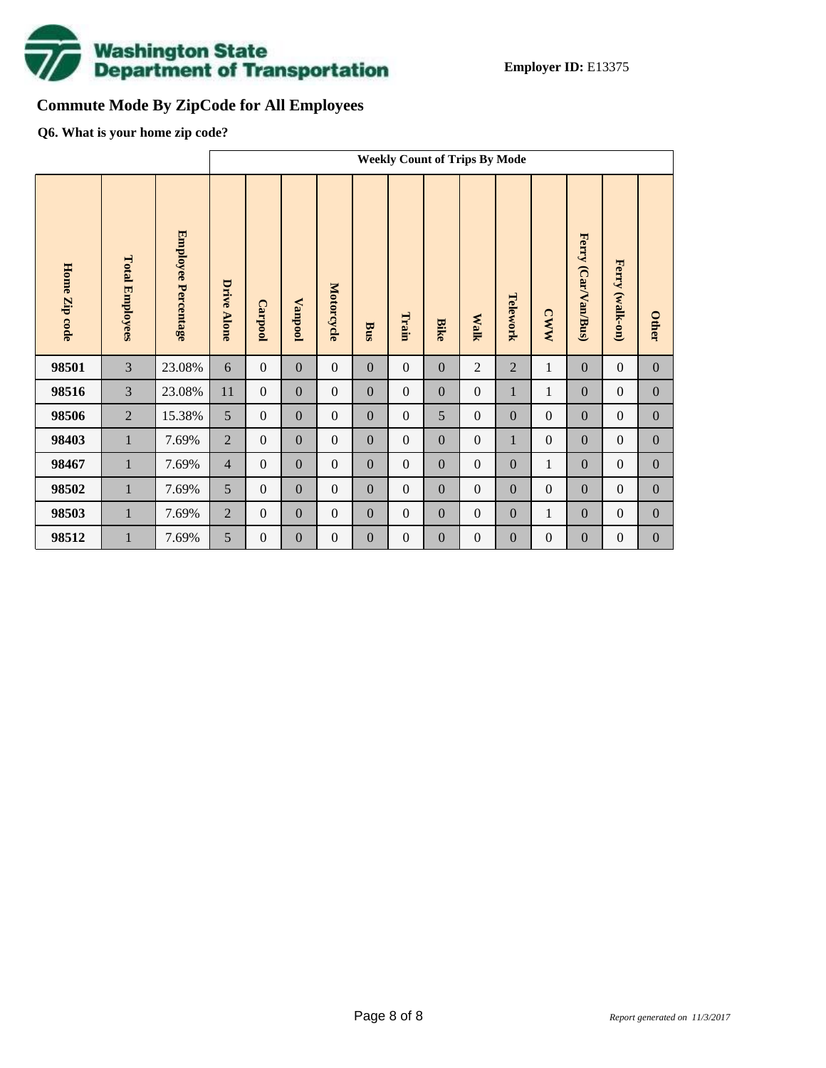**Employer ID:** E13375

## Commute Mode By ZipCode for All Employees

**Q6. What is your home zip code?**

| | | | Weekly Count of Trips By Mode | | | | | | | | | | | | |
|---|---|---|---|---|---|---|---|---|---|---|---|---|---|---|---|
| **Home Zip code** | **Total Employees** | **Employee Percentage** | **Drive Alone** | **Carpool** | **Vanpool** | **Motorcycle** | **Bus** | **Train** | **Bike** | **Walk** | **Telework** | **CWW** | **Ferry (Car/Van/Bus)** | **Ferry (walk-on)** | **Other** |
| **98501** | 3 | 23.08% | 6 | 0 | 0 | 0 | 0 | 0 | 0 | 2 | 2 | 1 | 0 | 0 | 0 |
| **98516** | 3 | 23.08% | 11 | 0 | 0 | 0 | 0 | 0 | 0 | 0 | 1 | 1 | 0 | 0 | 0 |
| **98506** | 2 | 15.38% | 5 | 0 | 0 | 0 | 0 | 0 | 5 | 0 | 0 | 0 | 0 | 0 | 0 |
| **98403** | 1 | 7.69% | 2 | 0 | 0 | 0 | 0 | 0 | 0 | 0 | 1 | 0 | 0 | 0 | 0 |
| **98467** | 1 | 7.69% | 4 | 0 | 0 | 0 | 0 | 0 | 0 | 0 | 0 | 1 | 0 | 0 | 0 |
| **98502** | 1 | 7.69% | 5 | 0 | 0 | 0 | 0 | 0 | 0 | 0 | 0 | 0 | 0 | 0 | 0 |
| **98503** | 1 | 7.69% | 2 | 0 | 0 | 0 | 0 | 0 | 0 | 0 | 0 | 1 | 0 | 0 | 0 |
| **98512** | 1 | 7.69% | 5 | 0 | 0 | 0 | 0 | 0 | 0 | 0 | 0 | 0 | 0 | 0 | 0 |

*Report generated on 11/3/2017*